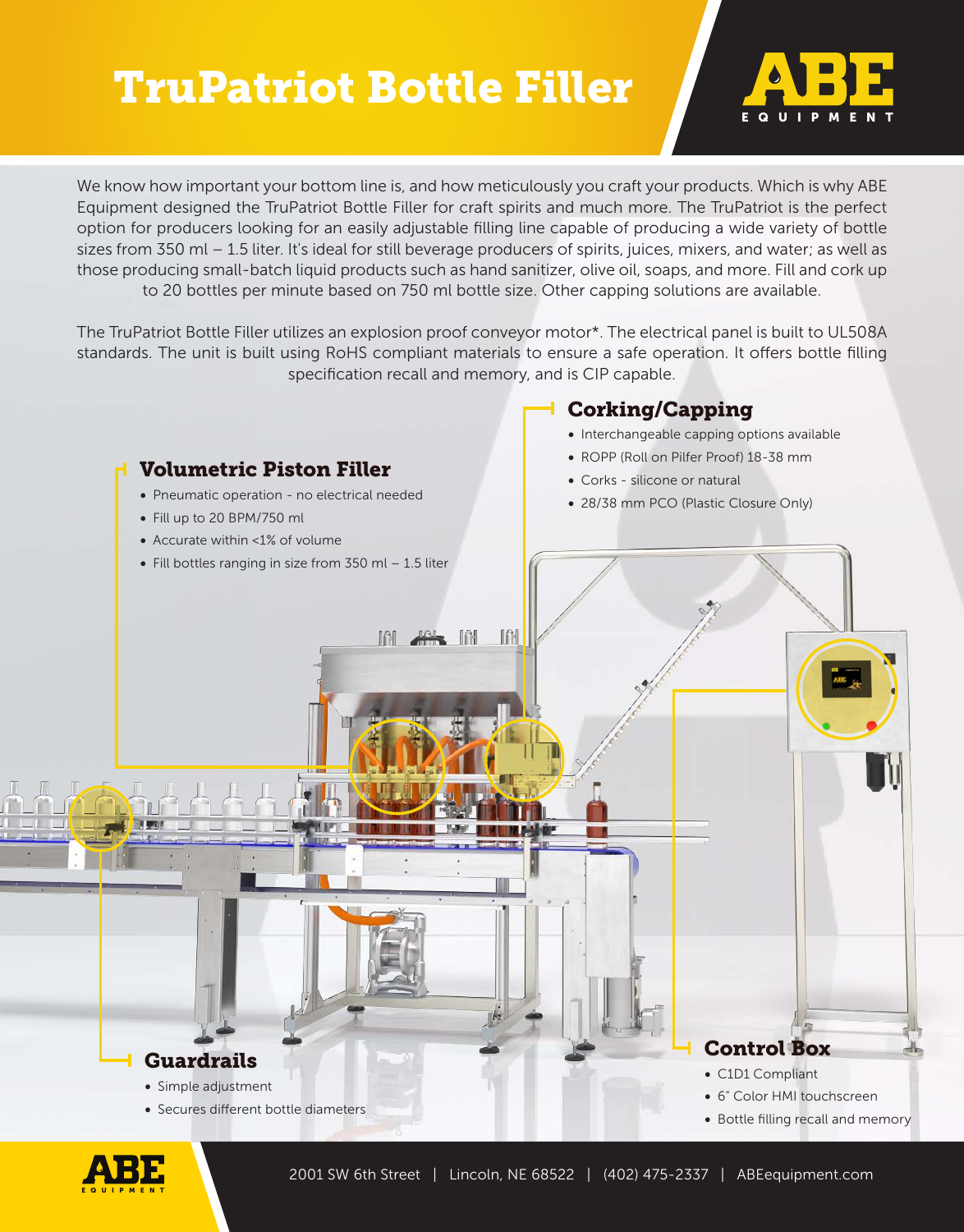# TruPatriot Bottle Filler

ABE EQUIPMENT

We know how important your bottom line is, and how meticulously you craft your products. Which is why ABE Equipment designed the TruPatriot Bottle Filler for craft spirits and much more. The TruPatriot is the perfect option for producers looking for an easily adjustable filling line capable of producing a wide variety of bottle sizes from 350 ml – 1.5 liter. It's ideal for still beverage producers of spirits, juices, mixers, and water; as well as those producing small-batch liquid products such as hand sanitizer, olive oil, soaps, and more. Fill and cork up to 20 bottles per minute based on 750 ml bottle size. Other capping solutions are available.

The TruPatriot Bottle Filler utilizes an explosion proof conveyor motor*. The electrical panel is built to UL508A standards. The unit is built using RoHS compliant materials to ensure a safe operation. It offers bottle filling specification recall and memory, and is CIP capable.

## Corking/Capping

- Interchangeable capping options available
- ROPP (Roll on Pilfer Proof) 18-38 mm
- Corks - silicone or natural
- 28/38 mm PCO (Plastic Closure Only)

## Volumetric Piston Filler

- Pneumatic operation - no electrical needed
- Fill up to 20 BPM/750 ml
- Accurate within <1% of volume
- Fill bottles ranging in size from 350 ml – 1.5 liter

## Guardrails

- Simple adjustment
- Secures different bottle diameters

## Control Box

- C1D1 Compliant
- 6" Color HMI touchscreen
- Bottle filling recall and memory

2001 SW 6th Street | Lincoln, NE 68522 | (402) 475-2337 | ABEequipment.com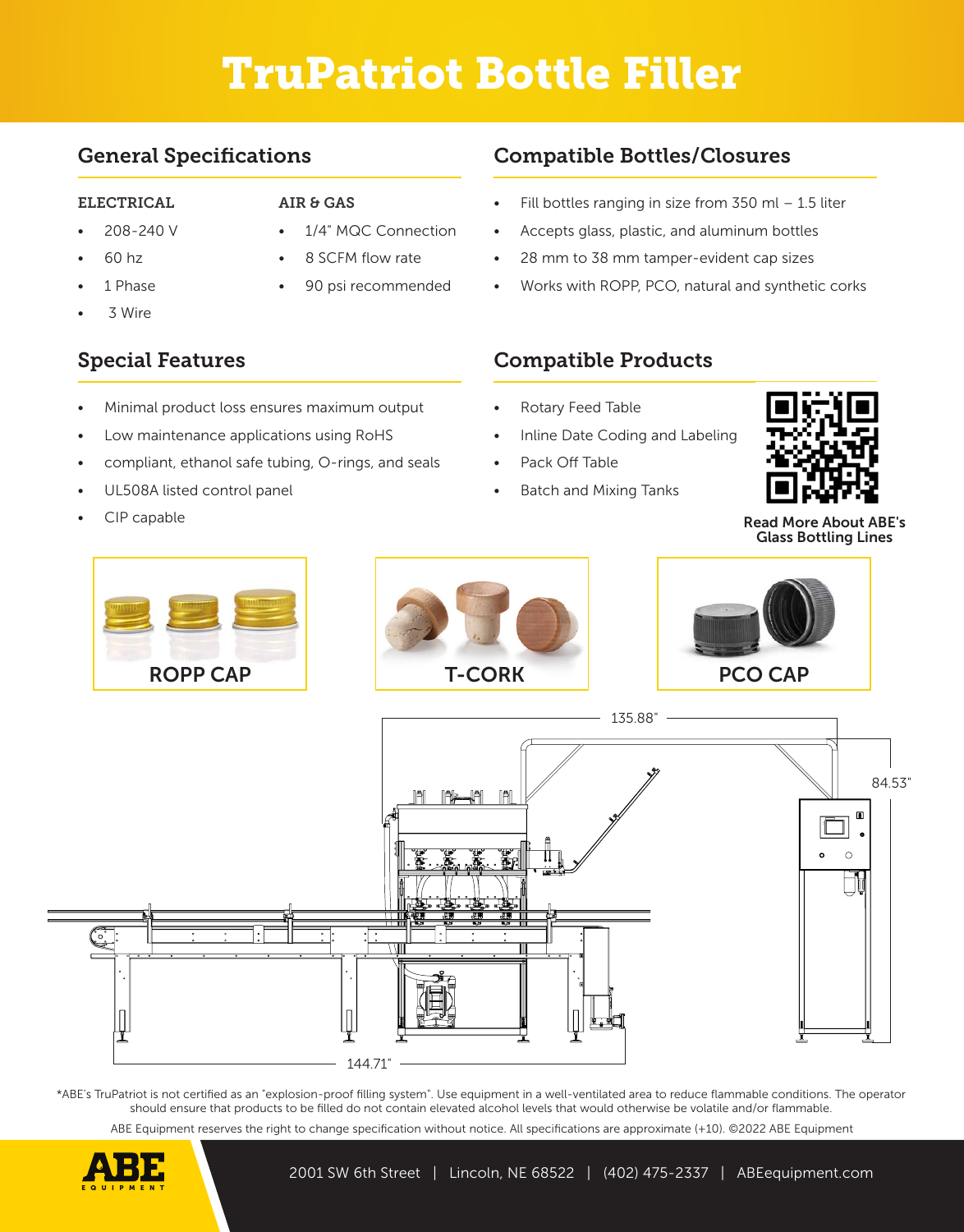# TruPatriot Bottle Filler

## General Specifications

**ELECTRICAL**

- 208-240 V
- 60 hz
- 1 Phase
- 3 Wire

**AIR & GAS**

- 1/4" MQC Connection
- 8 SCFM flow rate
- 90 psi recommended

## Compatible Bottles/Closures

- Fill bottles ranging in size from 350 ml – 1.5 liter
- Accepts glass, plastic, and aluminum bottles
- 28 mm to 38 mm tamper-evident cap sizes
- Works with ROPP, PCO, natural and synthetic corks

## Special Features

- Minimal product loss ensures maximum output
- Low maintenance applications using RoHS
- compliant, ethanol safe tubing, O-rings, and seals
- UL508A listed control panel
- CIP capable

## Compatible Products

- Rotary Feed Table
- Inline Date Coding and Labeling
- Pack Off Table
- Batch and Mixing Tanks

**Read More About ABE's Glass Bottling Lines**

ROPP CAP

T-CORK

PCO CAP

135.88"

84.53"

144.71"

*ABE's TruPatriot is not certified as an "explosion-proof filling system". Use equipment in a well-ventilated area to reduce flammable conditions. The operator should ensure that products to be filled do not contain elevated alcohol levels that would otherwise be volatile and/or flammable.

ABE Equipment reserves the right to change specification without notice. All specifications are approximate (+10). ©2022 ABE Equipment

ABE EQUIPMENT

2001 SW 6th Street | Lincoln, NE 68522 | (402) 475-2337 | ABEequipment.com